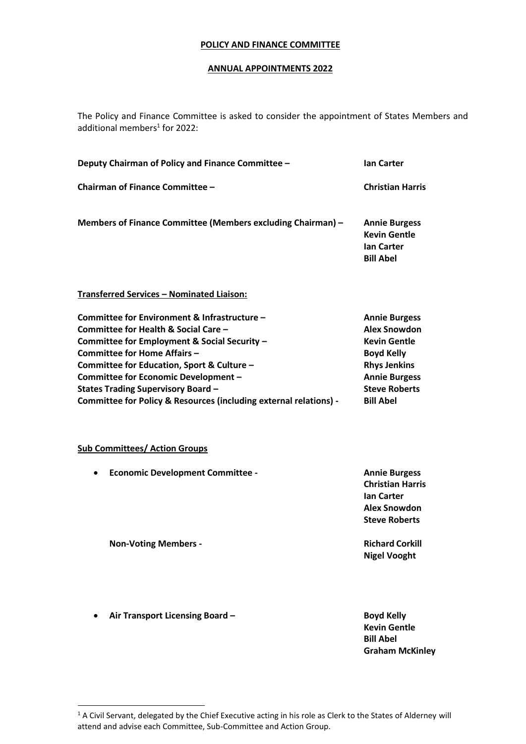**POLICY AND FINANCE COMMITTEE**

**ANNUAL APPOINTMENTS 2022**

The Policy and Finance Committee is asked to consider the appointment of States Members and additional members[1] for 2022:

| | |
|---|---|
| **Deputy Chairman of Policy and Finance Committee –** | **Ian Carter** |
| **Chairman of Finance Committee –** | **Christian Harris** |
| **Members of Finance Committee (Members excluding Chairman) –** | **Annie Burgess**<br>**Kevin Gentle**<br>**Ian Carter**<br>**Bill Abel** |

**Transferred Services – Nominated Liaison:**

| | |
|---|---|
| **Committee for Environment & Infrastructure –** | **Annie Burgess** |
| **Committee for Health & Social Care –** | **Alex Snowdon** |
| **Committee for Employment & Social Security –** | **Kevin Gentle** |
| **Committee for Home Affairs –** | **Boyd Kelly** |
| **Committee for Education, Sport & Culture –** | **Rhys Jenkins** |
| **Committee for Economic Development –** | **Annie Burgess** |
| **States Trading Supervisory Board –** | **Steve Roberts** |
| **Committee for Policy & Resources (including external relations) -** | **Bill Abel** |

**Sub Committees/ Action Groups**

- **Economic Development Committee -** **Annie Burgess**, **Christian Harris**, **Ian Carter**, **Alex Snowdon**, **Steve Roberts**

  **Non-Voting Members -** **Richard Corkill**, **Nigel Vooght**

- **Air Transport Licensing Board –** **Boyd Kelly**, **Kevin Gentle**, **Bill Abel**, **Graham McKinley**

---

[1] A Civil Servant, delegated by the Chief Executive acting in his role as Clerk to the States of Alderney will attend and advise each Committee, Sub-Committee and Action Group.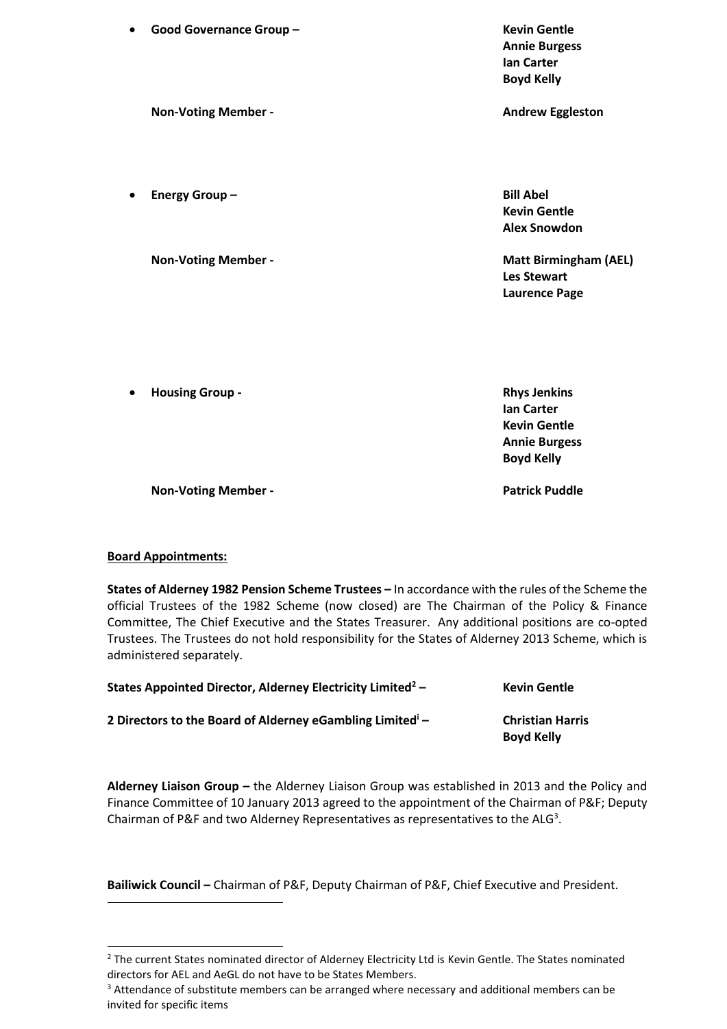- **Good Governance Group –** **Kevin Gentle**, **Annie Burgess**, **Ian Carter**, **Boyd Kelly**

  **Non-Voting Member -** **Andrew Eggleston**

- **Energy Group –** **Bill Abel**, **Kevin Gentle**, **Alex Snowdon**

  **Non-Voting Member -** **Matt Birmingham (AEL)**, **Les Stewart**, **Laurence Page**

- **Housing Group -** **Rhys Jenkins**, **Ian Carter**, **Kevin Gentle**, **Annie Burgess**, **Boyd Kelly**

  **Non-Voting Member -** **Patrick Puddle**

**Board Appointments:**

**States of Alderney 1982 Pension Scheme Trustees –** In accordance with the rules of the Scheme the official Trustees of the 1982 Scheme (now closed) are The Chairman of the Policy & Finance Committee, The Chief Executive and the States Treasurer. Any additional positions are co-opted Trustees. The Trustees do not hold responsibility for the States of Alderney 2013 Scheme, which is administered separately.

**States Appointed Director, Alderney Electricity Limited[2] –** **Kevin Gentle**

**2 Directors to the Board of Alderney eGambling Limited[i] –** **Christian Harris**, **Boyd Kelly**

**Alderney Liaison Group –** the Alderney Liaison Group was established in 2013 and the Policy and Finance Committee of 10 January 2013 agreed to the appointment of the Chairman of P&F; Deputy Chairman of P&F and two Alderney Representatives as representatives to the ALG[3].

**Bailiwick Council –** Chairman of P&F, Deputy Chairman of P&F, Chief Executive and President.

---

[2] The current States nominated director of Alderney Electricity Ltd is Kevin Gentle. The States nominated directors for AEL and AeGL do not have to be States Members.

[3] Attendance of substitute members can be arranged where necessary and additional members can be invited for specific items